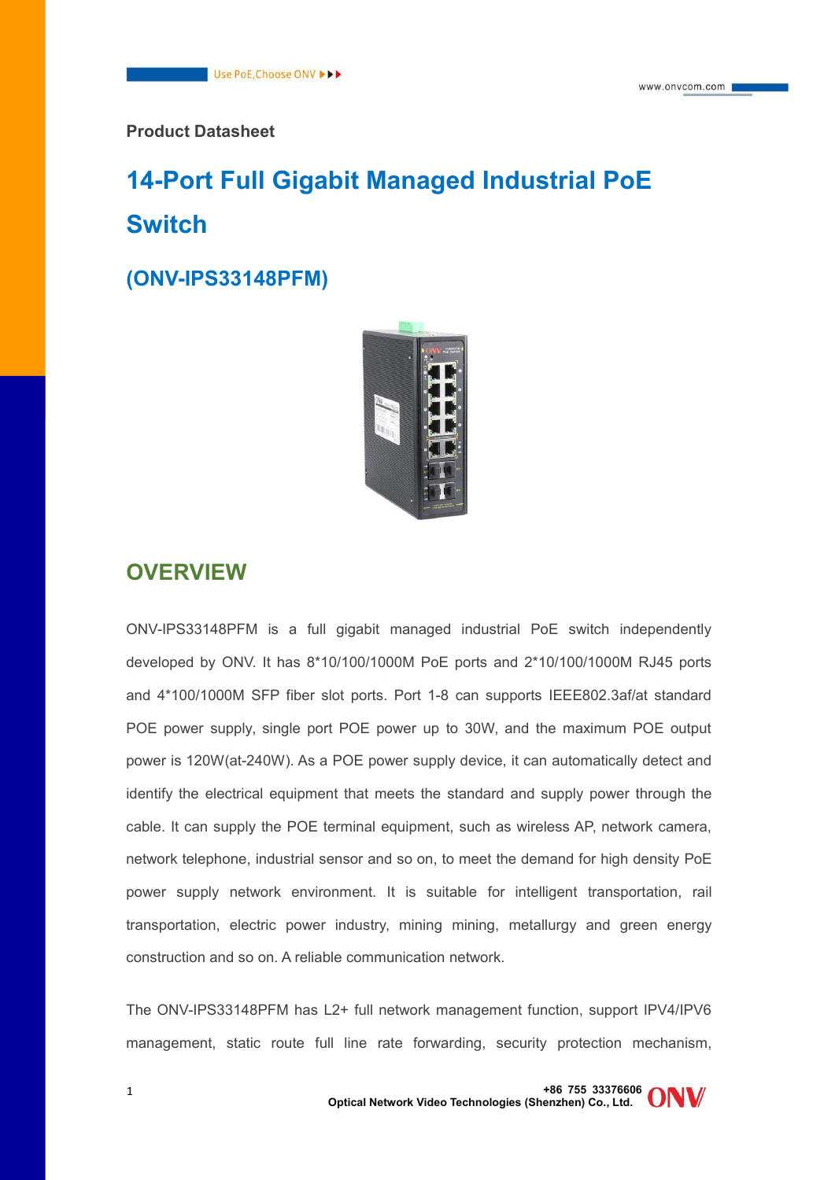Product Datasheet

# 14-Port Full Gigabit Managed Industrial PoE Switch

## (ONV-IPS33148PFM)

## OVERVIEW

ONV-IPS33148PFM is a full gigabit managed industrial PoE switch independently developed by ONV. It has 8*10/100/1000M PoE ports and 2*10/100/1000M RJ45 ports and 4*100/1000M SFP fiber slot ports. Port 1-8 can supports IEEE802.3af/at standard POE power supply, single port POE power up to 30W, and the maximum POE output power is 120W(at-240W). As a POE power supply device, it can automatically detect and identify the electrical equipment that meets the standard and supply power through the cable. It can supply the POE terminal equipment, such as wireless AP, network camera, network telephone, industrial sensor and so on, to meet the demand for high density PoE power supply network environment. It is suitable for intelligent transportation, rail transportation, electric power industry, mining mining, metallurgy and green energy construction and so on. A reliable communication network.

The ONV-IPS33148PFM has L2+ full network management function, support IPV4/IPV6 management, static route full line rate forwarding, security protection mechanism,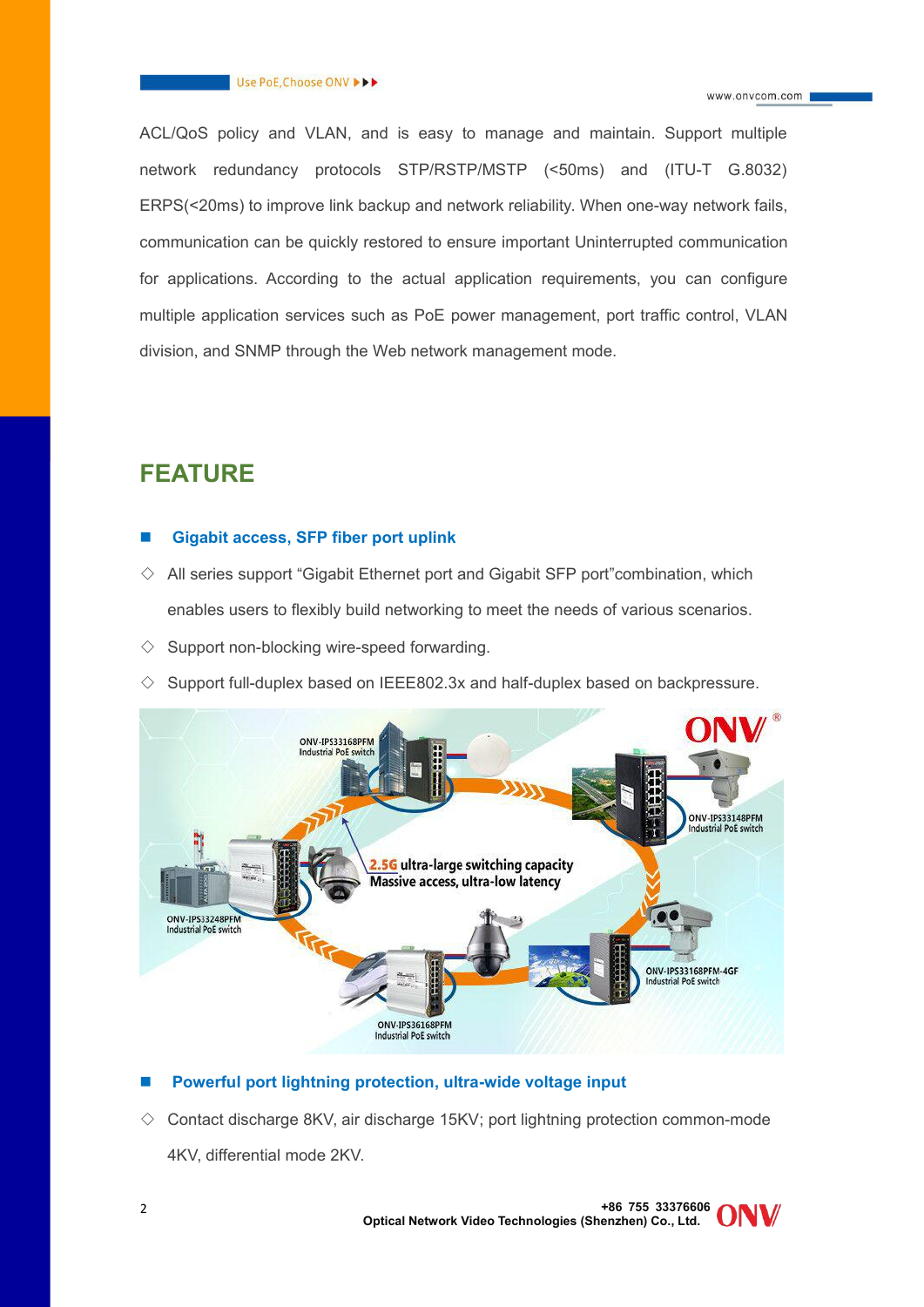ACL/QoS policy and VLAN, and is easy to manage and maintain. Support multiple network redundancy protocols STP/RSTP/MSTP (<50ms) and (ITU-T G.8032) ERPS(<20ms) to improve link backup and network reliability. When one-way network fails, communication can be quickly restored to ensure important Uninterrupted communication for applications. According to the actual application requirements, you can configure multiple application services such as PoE power management, port traffic control, VLAN division, and SNMP through the Web network management mode.

## FEATURE

### Gigabit access, SFP fiber port uplink

- All series support "Gigabit Ethernet port and Gigabit SFP port"combination, which enables users to flexibly build networking to meet the needs of various scenarios.
- Support non-blocking wire-speed forwarding.
- Support full-duplex based on IEEE802.3x and half-duplex based on backpressure.

### Powerful port lightning protection, ultra-wide voltage input

- Contact discharge 8KV, air discharge 15KV; port lightning protection common-mode 4KV, differential mode 2KV.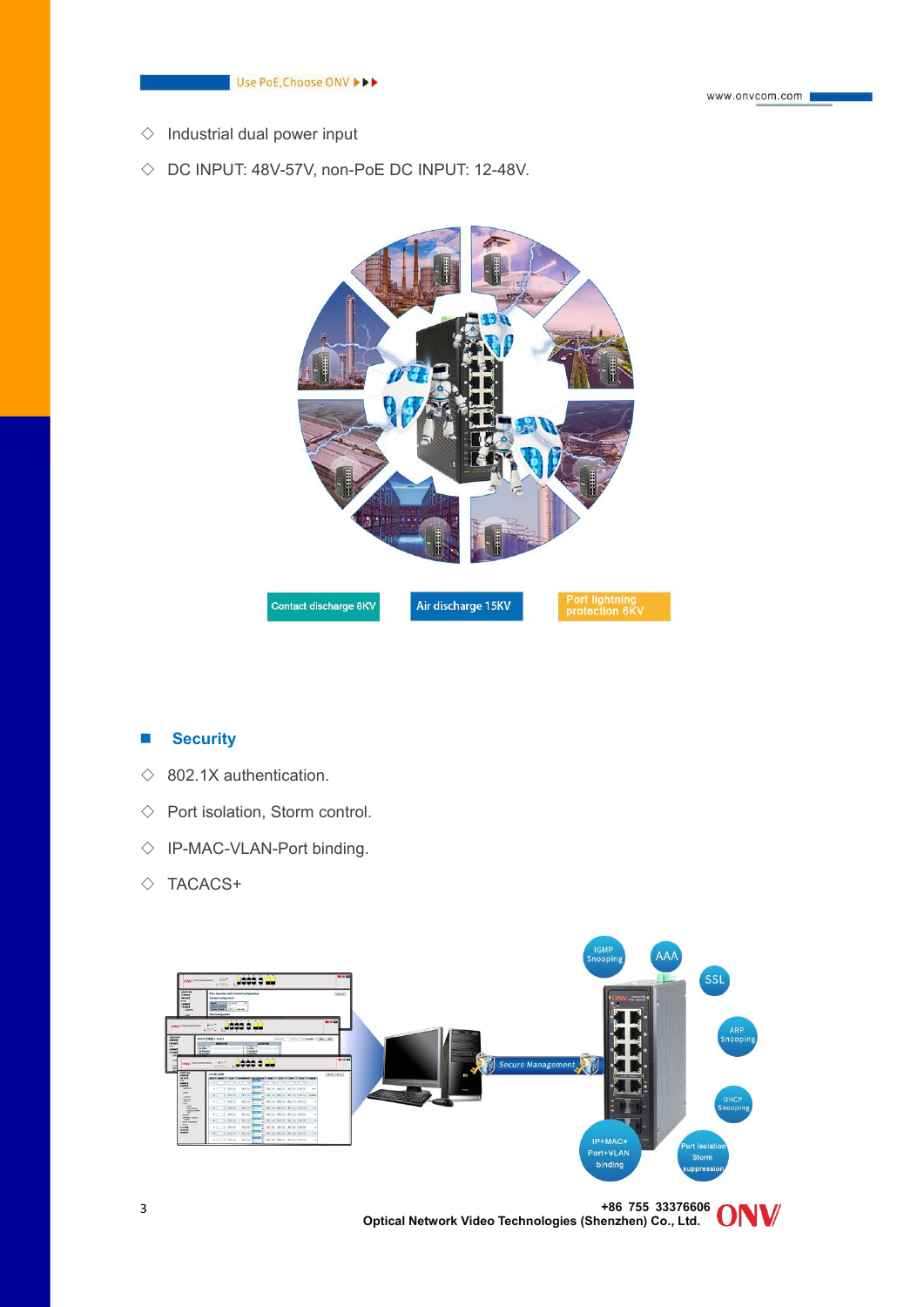- ◇ Industrial dual power input
- ◇ DC INPUT: 48V-57V, non-PoE DC INPUT: 12-48V.

Contact discharge 8KV

Air discharge 15KV

Port lightning protection 6KV

## Security

- ◇ 802.1X authentication.
- ◇ Port isolation, Storm control.
- ◇ IP-MAC-VLAN-Port binding.
- ◇ TACACS+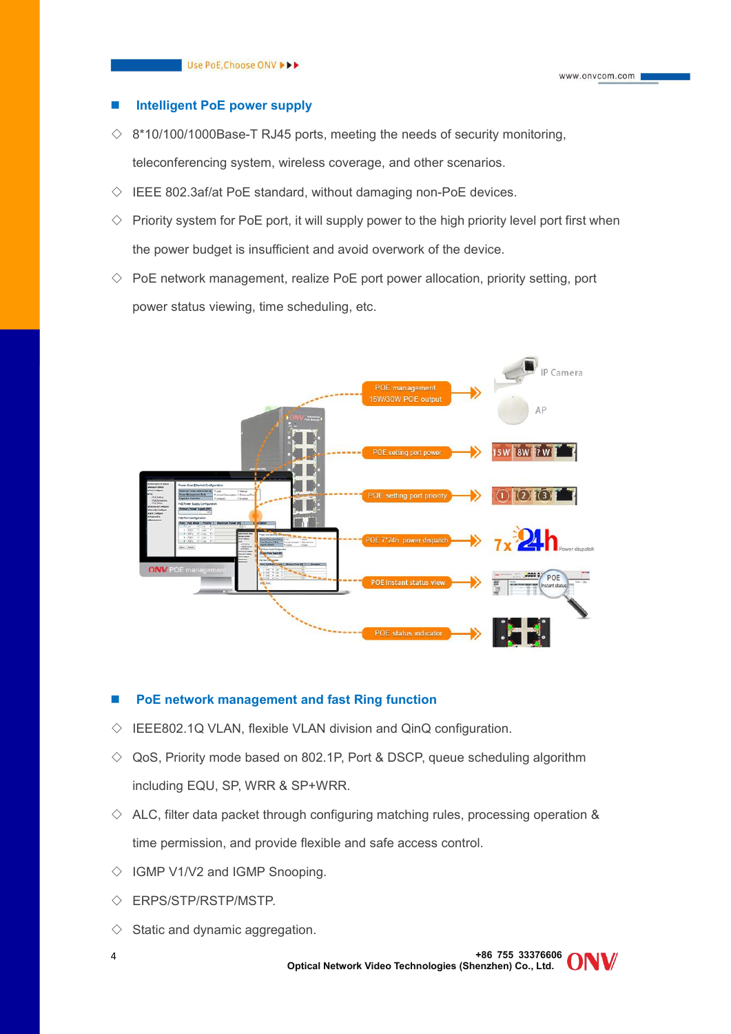## Intelligent PoE power supply

◇ 8*10/100/1000Base-T RJ45 ports, meeting the needs of security monitoring, teleconferencing system, wireless coverage, and other scenarios.

◇ IEEE 802.3af/at PoE standard, without damaging non-PoE devices.

◇ Priority system for PoE port, it will supply power to the high priority level port first when the power budget is insufficient and avoid overwork of the device.

◇ PoE network management, realize PoE port power allocation, priority setting, port power status viewing, time scheduling, etc.

## PoE network management and fast Ring function

◇ IEEE802.1Q VLAN, flexible VLAN division and QinQ configuration.

◇ QoS, Priority mode based on 802.1P, Port & DSCP, queue scheduling algorithm including EQU, SP, WRR & SP+WRR.

◇ ALC, filter data packet through configuring matching rules, processing operation & time permission, and provide flexible and safe access control.

◇ IGMP V1/V2 and IGMP Snooping.

◇ ERPS/STP/RSTP/MSTP.

◇ Static and dynamic aggregation.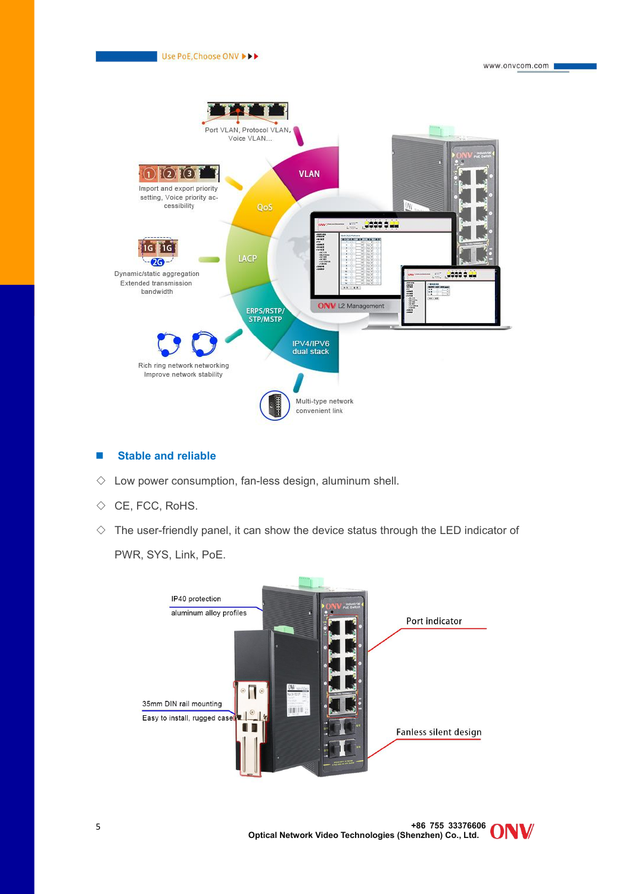Port VLAN, Protocol VLAN, Voice VLAN...

Import and export priority setting, Voice priority accessibility

Dynamic/static aggregation Extended transmission bandwidth

Rich ring network networking Improve network stability

Multi-type network convenient link

VLAN

QoS

LACP

ERPS/RSTP/ STP/MSTP

IPV4/IPV6 dual stack

ONV L2 Management

## Stable and reliable

◇ Low power consumption, fan-less design, aluminum shell.

◇ CE, FCC, RoHS.

◇ The user-friendly panel, it can show the device status through the LED indicator of PWR, SYS, Link, PoE.

IP40 protection
aluminum alloy profiles

Port indicator

35mm DIN rail mounting
Easy to install, rugged case

Fanless silent design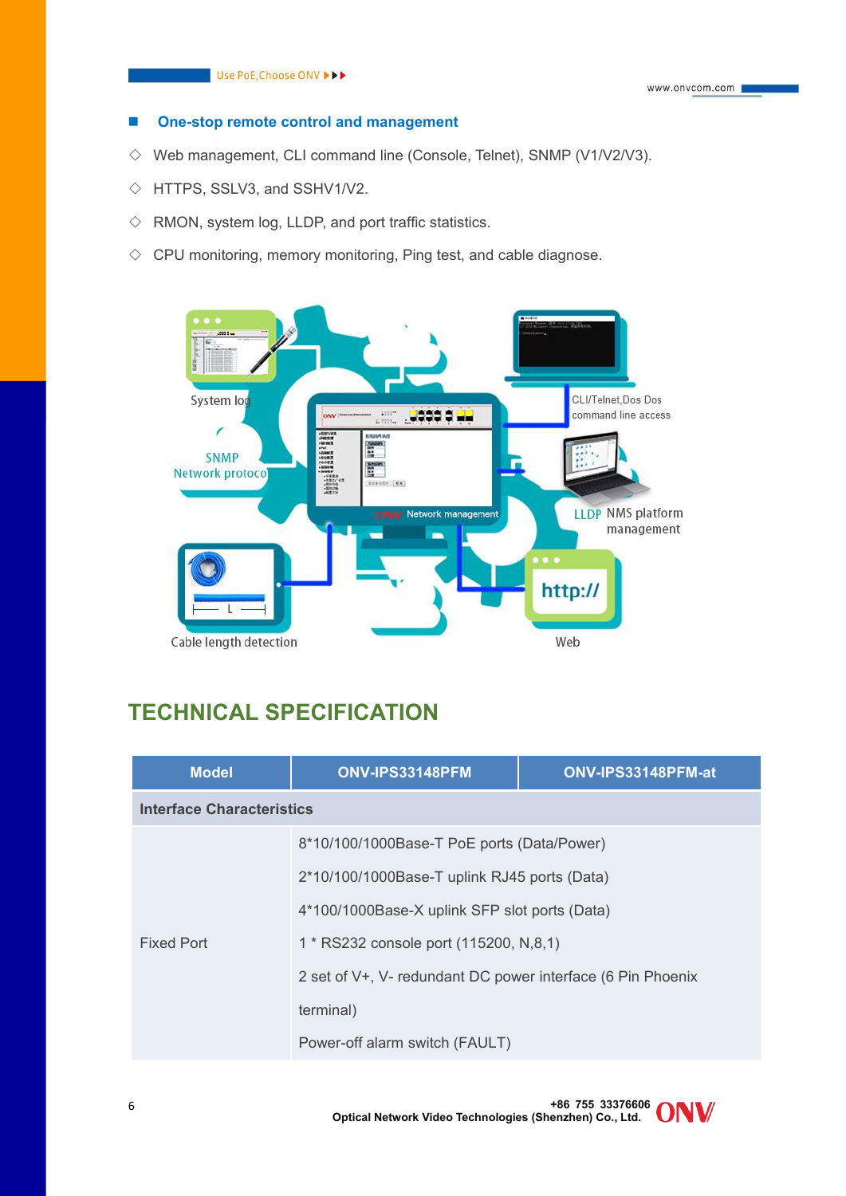## One-stop remote control and management

- Web management, CLI command line (Console, Telnet), SNMP (V1/V2/V3).
- HTTPS, SSLV3, and SSHV1/V2.
- RMON, system log, LLDP, and port traffic statistics.
- CPU monitoring, memory monitoring, Ping test, and cable diagnose.

# TECHNICAL SPECIFICATION

| Model | ONV-IPS33148PFM | ONV-IPS33148PFM-at |
|---|---|---|
| **Interface Characteristics** | | |
| Fixed Port | 8*10/100/1000Base-T PoE ports (Data/Power)<br>2*10/100/1000Base-T uplink RJ45 ports (Data)<br>4*100/1000Base-X uplink SFP slot ports (Data)<br>1 * RS232 console port (115200, N,8,1)<br>2 set of V+, V- redundant DC power interface (6 Pin Phoenix terminal)<br>Power-off alarm switch (FAULT) | |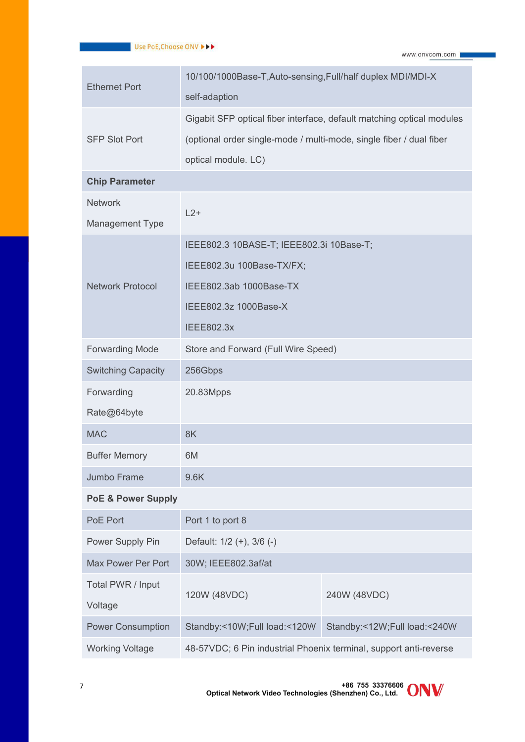| | | |
|---|---|---|
| Ethernet Port | 10/100/1000Base-T,Auto-sensing,Full/half duplex MDI/MDI-X self-adaption | |
| SFP Slot Port | Gigabit SFP optical fiber interface, default matching optical modules (optional order single-mode / multi-mode, single fiber / dual fiber optical module. LC) | |
| **Chip Parameter** | | |
| Network Management Type | L2+ | |
| Network Protocol | IEEE802.3 10BASE-T; IEEE802.3i 10Base-T; IEEE802.3u 100Base-TX/FX; IEEE802.3ab 1000Base-TX IEEE802.3z 1000Base-X IEEE802.3x | |
| Forwarding Mode | Store and Forward (Full Wire Speed) | |
| Switching Capacity | 256Gbps | |
| Forwarding Rate@64byte | 20.83Mpps | |
| MAC | 8K | |
| Buffer Memory | 6M | |
| Jumbo Frame | 9.6K | |
| **PoE & Power Supply** | | |
| PoE Port | Port 1 to port 8 | |
| Power Supply Pin | Default: 1/2 (+), 3/6 (-) | |
| Max Power Per Port | 30W; IEEE802.3af/at | |
| Total PWR / Input Voltage | 120W (48VDC) | 240W (48VDC) |
| Power Consumption | Standby:<10W;Full load:<120W | Standby:<12W;Full load:<240W |
| Working Voltage | 48-57VDC; 6 Pin industrial Phoenix terminal, support anti-reverse | |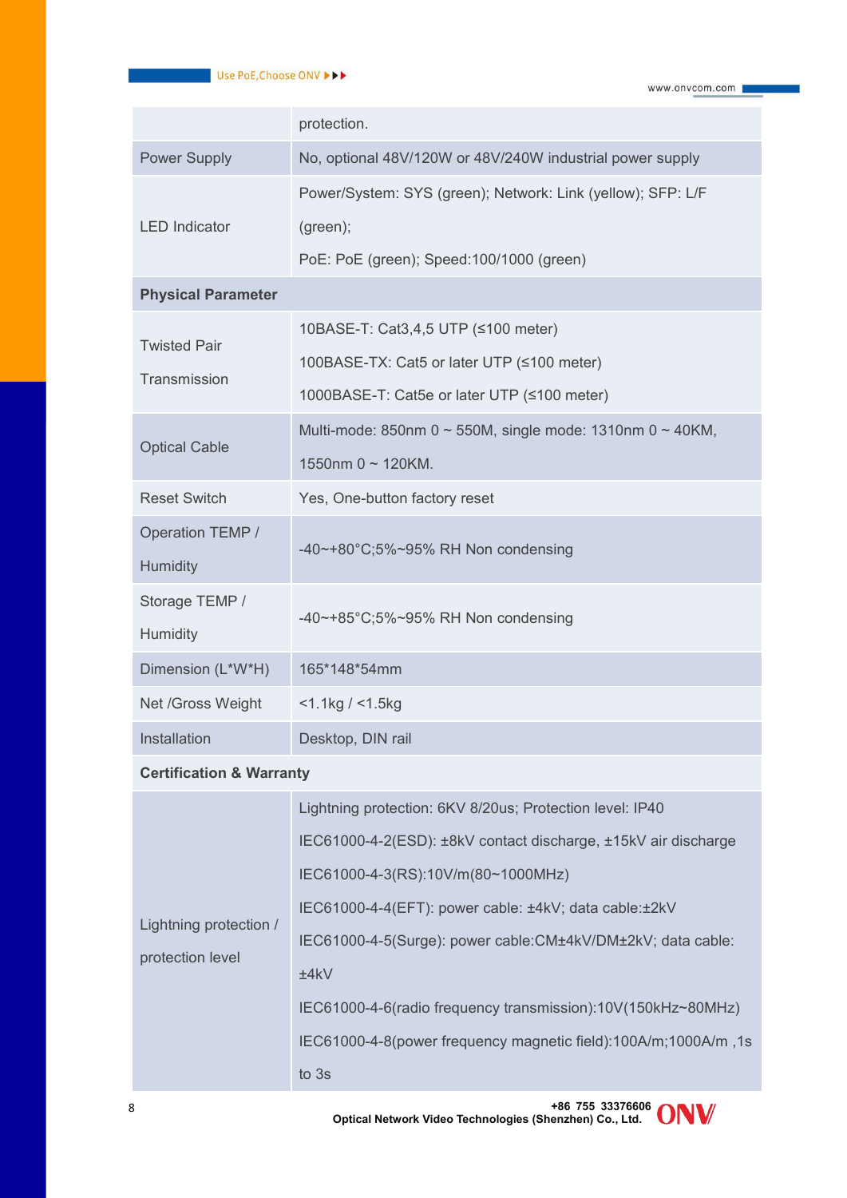| | |
|---|---|
| | protection. |
| Power Supply | No, optional 48V/120W or 48V/240W industrial power supply |
| LED Indicator | Power/System: SYS (green); Network: Link (yellow); SFP: L/F (green);<br>PoE: PoE (green); Speed:100/1000 (green) |
| **Physical Parameter** | |
| Twisted Pair Transmission | 10BASE-T: Cat3,4,5 UTP (≤100 meter)<br>100BASE-TX: Cat5 or later UTP (≤100 meter)<br>1000BASE-T: Cat5e or later UTP (≤100 meter) |
| Optical Cable | Multi-mode: 850nm 0 ~ 550M, single mode: 1310nm 0 ~ 40KM, 1550nm 0 ~ 120KM. |
| Reset Switch | Yes, One-button factory reset |
| Operation TEMP / Humidity | -40~+80°C;5%~95% RH Non condensing |
| Storage TEMP / Humidity | -40~+85°C;5%~95% RH Non condensing |
| Dimension (L*W*H) | 165*148*54mm |
| Net /Gross Weight | <1.1kg / <1.5kg |
| Installation | Desktop, DIN rail |
| **Certification & Warranty** | |
| Lightning protection / protection level | Lightning protection: 6KV 8/20us; Protection level: IP40<br>IEC61000-4-2(ESD): ±8kV contact discharge, ±15kV air discharge<br>IEC61000-4-3(RS):10V/m(80~1000MHz)<br>IEC61000-4-4(EFT): power cable: ±4kV; data cable:±2kV<br>IEC61000-4-5(Surge): power cable:CM±4kV/DM±2kV; data cable: ±4kV<br>IEC61000-4-6(radio frequency transmission):10V(150kHz~80MHz)<br>IEC61000-4-8(power frequency magnetic field):100A/m;1000A/m ,1s to 3s |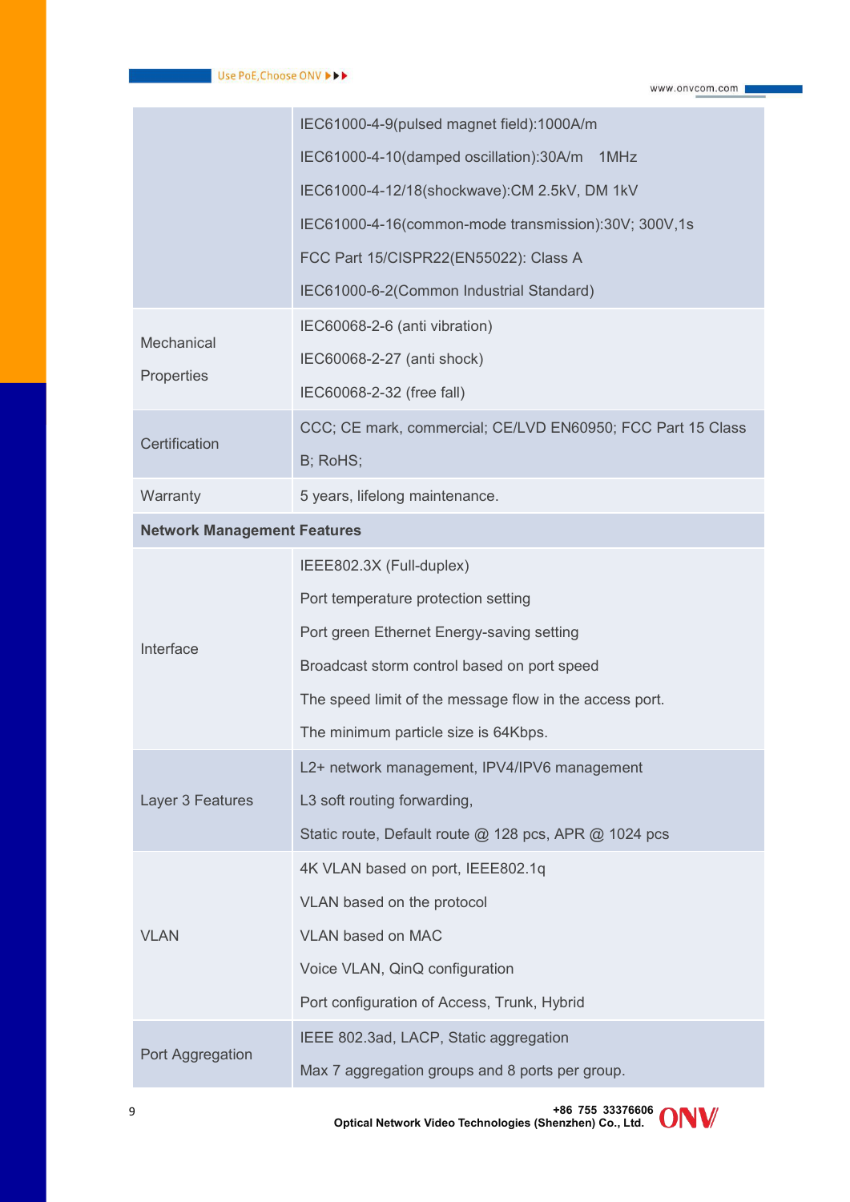| | |
|---|---|
| | IEC61000-4-9(pulsed magnet field):1000A/m<br>IEC61000-4-10(damped oscillation):30A/m 1MHz<br>IEC61000-4-12/18(shockwave):CM 2.5kV, DM 1kV<br>IEC61000-4-16(common-mode transmission):30V; 300V,1s<br>FCC Part 15/CISPR22(EN55022): Class A<br>IEC61000-6-2(Common Industrial Standard) |
| Mechanical Properties | IEC60068-2-6 (anti vibration)<br>IEC60068-2-27 (anti shock)<br>IEC60068-2-32 (free fall) |
| Certification | CCC; CE mark, commercial; CE/LVD EN60950; FCC Part 15 Class B; RoHS; |
| Warranty | 5 years, lifelong maintenance. |
| **Network Management Features** | |
| Interface | IEEE802.3X (Full-duplex)<br>Port temperature protection setting<br>Port green Ethernet Energy-saving setting<br>Broadcast storm control based on port speed<br>The speed limit of the message flow in the access port.<br>The minimum particle size is 64Kbps. |
| Layer 3 Features | L2+ network management, IPV4/IPV6 management<br>L3 soft routing forwarding,<br>Static route, Default route @ 128 pcs, APR @ 1024 pcs |
| VLAN | 4K VLAN based on port, IEEE802.1q<br>VLAN based on the protocol<br>VLAN based on MAC<br>Voice VLAN, QinQ configuration<br>Port configuration of Access, Trunk, Hybrid |
| Port Aggregation | IEEE 802.3ad, LACP, Static aggregation<br>Max 7 aggregation groups and 8 ports per group. |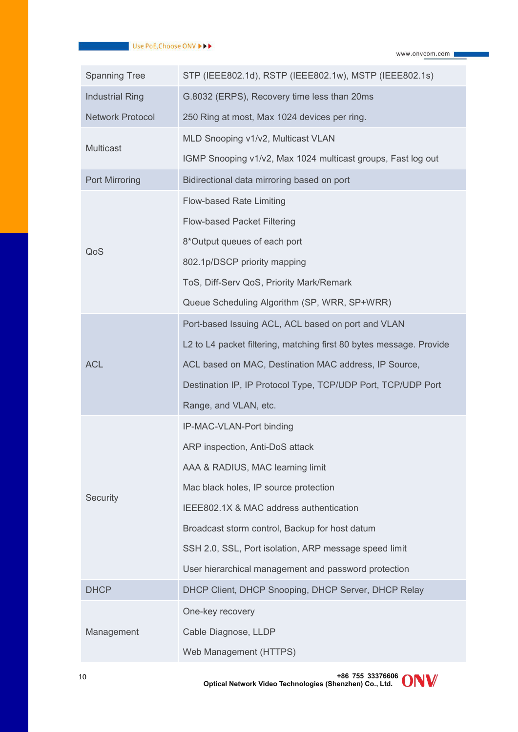| Spanning Tree | STP (IEEE802.1d), RSTP (IEEE802.1w), MSTP (IEEE802.1s) |
|---|---|
| Industrial Ring Network Protocol | G.8032 (ERPS), Recovery time less than 20ms<br>250 Ring at most, Max 1024 devices per ring. |
| Multicast | MLD Snooping v1/v2, Multicast VLAN<br>IGMP Snooping v1/v2, Max 1024 multicast groups, Fast log out |
| Port Mirroring | Bidirectional data mirroring based on port |
| QoS | Flow-based Rate Limiting<br>Flow-based Packet Filtering<br>8*Output queues of each port<br>802.1p/DSCP priority mapping<br>ToS, Diff-Serv QoS, Priority Mark/Remark<br>Queue Scheduling Algorithm (SP, WRR, SP+WRR) |
| ACL | Port-based Issuing ACL, ACL based on port and VLAN<br>L2 to L4 packet filtering, matching first 80 bytes message. Provide ACL based on MAC, Destination MAC address, IP Source, Destination IP, IP Protocol Type, TCP/UDP Port, TCP/UDP Port Range, and VLAN, etc. |
| Security | IP-MAC-VLAN-Port binding<br>ARP inspection, Anti-DoS attack<br>AAA & RADIUS, MAC learning limit<br>Mac black holes, IP source protection<br>IEEE802.1X & MAC address authentication<br>Broadcast storm control, Backup for host datum<br>SSH 2.0, SSL, Port isolation, ARP message speed limit<br>User hierarchical management and password protection |
| DHCP | DHCP Client, DHCP Snooping, DHCP Server, DHCP Relay |
| Management | One-key recovery<br>Cable Diagnose, LLDP<br>Web Management (HTTPS) |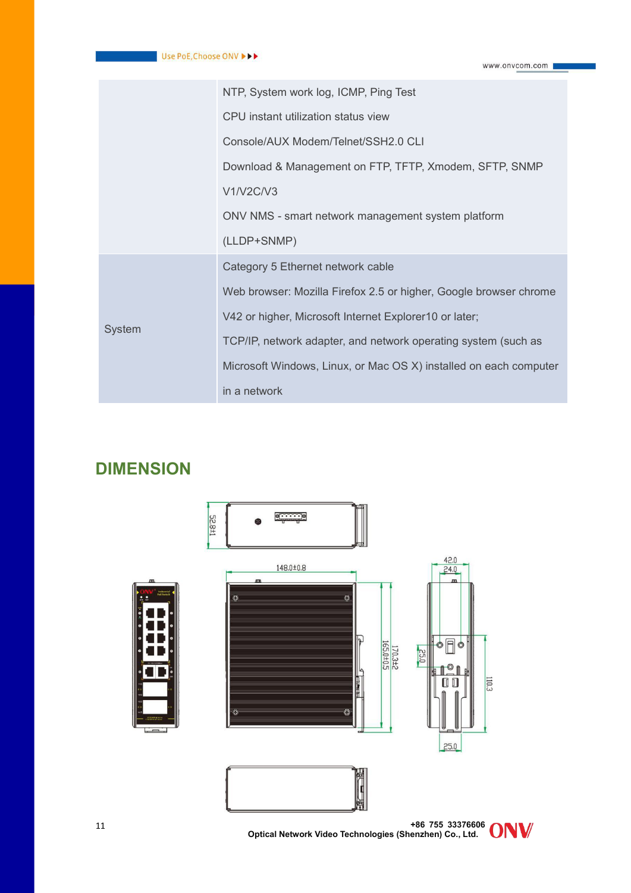|  |  |
|---|---|
|  | NTP, System work log, ICMP, Ping Test<br>CPU instant utilization status view<br>Console/AUX Modem/Telnet/SSH2.0 CLI<br>Download & Management on FTP, TFTP, Xmodem, SFTP, SNMP V1/V2C/V3<br>ONV NMS - smart network management system platform (LLDP+SNMP) |
| System | Category 5 Ethernet network cable<br>Web browser: Mozilla Firefox 2.5 or higher, Google browser chrome V42 or higher, Microsoft Internet Explorer10 or later;<br>TCP/IP, network adapter, and network operating system (such as Microsoft Windows, Linux, or Mac OS X) installed on each computer in a network |

## DIMENSION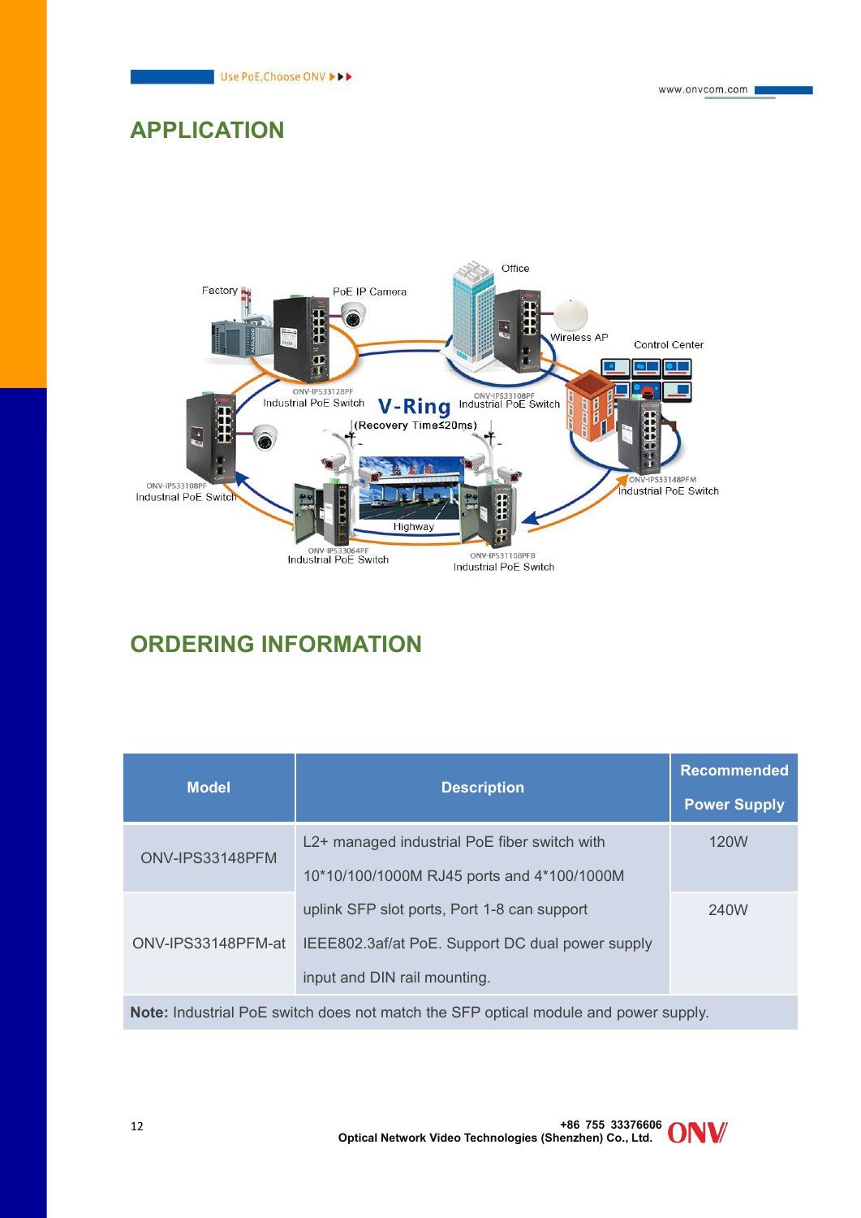## APPLICATION

## ORDERING INFORMATION

| Model | Description | Recommended Power Supply |
|---|---|---|
| ONV-IPS33148PFM | L2+ managed industrial PoE fiber switch with 10*10/100/1000M RJ45 ports and 4*100/1000M uplink SFP slot ports, Port 1-8 can support IEEE802.3af/at PoE. Support DC dual power supply input and DIN rail mounting. | 120W |
| ONV-IPS33148PFM-at | | 240W |

**Note:** Industrial PoE switch does not match the SFP optical module and power supply.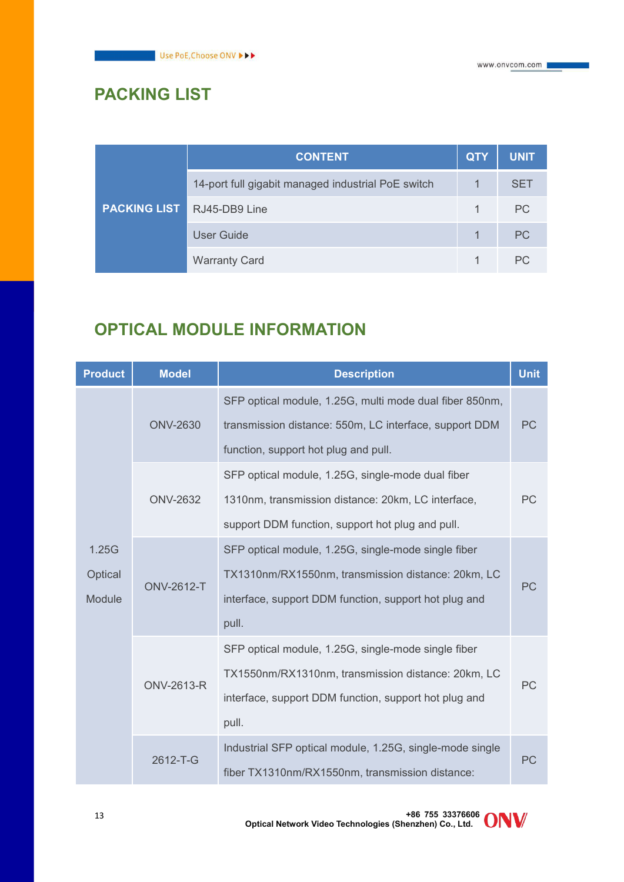## PACKING LIST

| | CONTENT | QTY | UNIT |
|---|---|---|---|
| PACKING LIST | 14-port full gigabit managed industrial PoE switch | 1 | SET |
| | RJ45-DB9 Line | 1 | PC |
| | User Guide | 1 | PC |
| | Warranty Card | 1 | PC |

## OPTICAL MODULE INFORMATION

| Product | Model | Description | Unit |
|---|---|---|---|
| 1.25G Optical Module | ONV-2630 | SFP optical module, 1.25G, multi mode dual fiber 850nm, transmission distance: 550m, LC interface, support DDM function, support hot plug and pull. | PC |
| | ONV-2632 | SFP optical module, 1.25G, single-mode dual fiber 1310nm, transmission distance: 20km, LC interface, support DDM function, support hot plug and pull. | PC |
| | ONV-2612-T | SFP optical module, 1.25G, single-mode single fiber TX1310nm/RX1550nm, transmission distance: 20km, LC interface, support DDM function, support hot plug and pull. | PC |
| | ONV-2613-R | SFP optical module, 1.25G, single-mode single fiber TX1550nm/RX1310nm, transmission distance: 20km, LC interface, support DDM function, support hot plug and pull. | PC |
| | 2612-T-G | Industrial SFP optical module, 1.25G, single-mode single fiber TX1310nm/RX1550nm, transmission distance: | PC |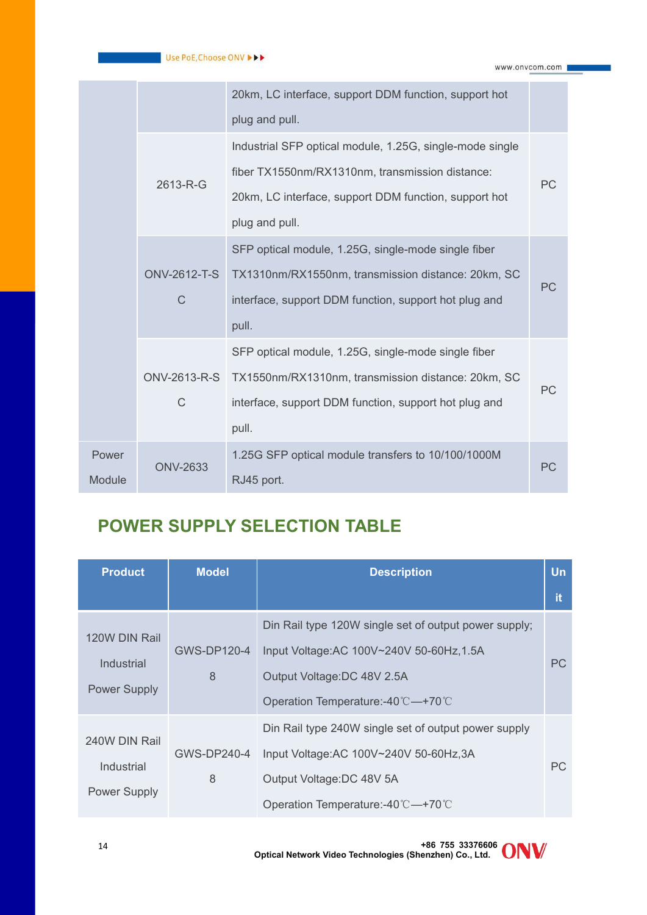| | | 20km, LC interface, support DDM function, support hot plug and pull. | |
|---|---|---|---|
| | 2613-R-G | Industrial SFP optical module, 1.25G, single-mode single fiber TX1550nm/RX1310nm, transmission distance: 20km, LC interface, support DDM function, support hot plug and pull. | PC |
| | ONV-2612-T-SC | SFP optical module, 1.25G, single-mode single fiber TX1310nm/RX1550nm, transmission distance: 20km, SC interface, support DDM function, support hot plug and pull. | PC |
| | ONV-2613-R-SC | SFP optical module, 1.25G, single-mode single fiber TX1550nm/RX1310nm, transmission distance: 20km, SC interface, support DDM function, support hot plug and pull. | PC |
| Power Module | ONV-2633 | 1.25G SFP optical module transfers to 10/100/1000M RJ45 port. | PC |

## POWER SUPPLY SELECTION TABLE

| Product | Model | Description | Unit |
|---|---|---|---|
| 120W DIN Rail Industrial Power Supply | GWS-DP120-48 | Din Rail type 120W single set of output power supply; Input Voltage:AC 100V~240V 50-60Hz,1.5A Output Voltage:DC 48V 2.5A Operation Temperature:-40℃—+70℃ | PC |
| 240W DIN Rail Industrial Power Supply | GWS-DP240-48 | Din Rail type 240W single set of output power supply Input Voltage:AC 100V~240V 50-60Hz,3A Output Voltage:DC 48V 5A Operation Temperature:-40℃—+70℃ | PC |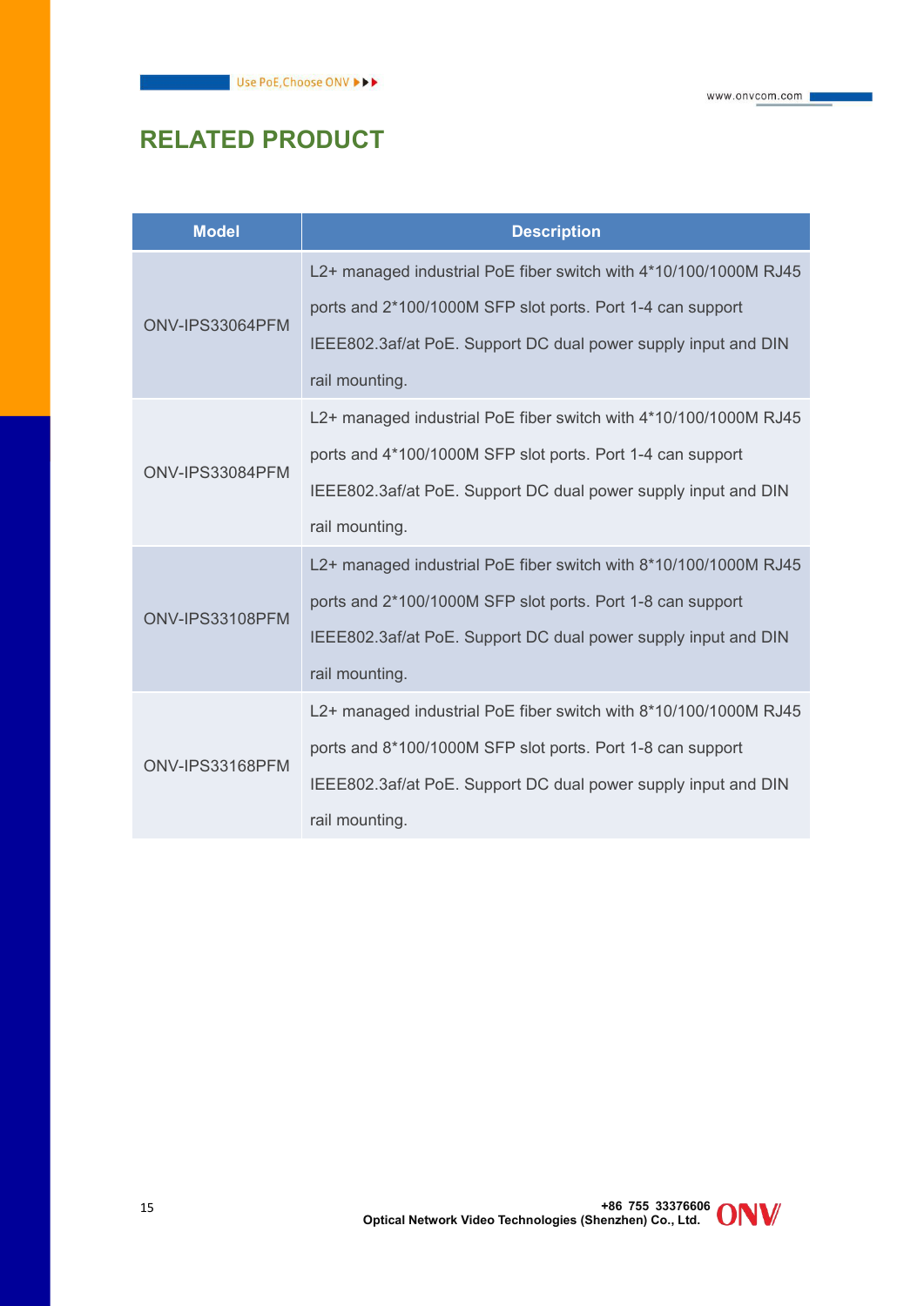## RELATED PRODUCT

| Model | Description |
|---|---|
| ONV-IPS33064PFM | L2+ managed industrial PoE fiber switch with 4*10/100/1000M RJ45 ports and 2*100/1000M SFP slot ports. Port 1-4 can support IEEE802.3af/at PoE. Support DC dual power supply input and DIN rail mounting. |
| ONV-IPS33084PFM | L2+ managed industrial PoE fiber switch with 4*10/100/1000M RJ45 ports and 4*100/1000M SFP slot ports. Port 1-4 can support IEEE802.3af/at PoE. Support DC dual power supply input and DIN rail mounting. |
| ONV-IPS33108PFM | L2+ managed industrial PoE fiber switch with 8*10/100/1000M RJ45 ports and 2*100/1000M SFP slot ports. Port 1-8 can support IEEE802.3af/at PoE. Support DC dual power supply input and DIN rail mounting. |
| ONV-IPS33168PFM | L2+ managed industrial PoE fiber switch with 8*10/100/1000M RJ45 ports and 8*100/1000M SFP slot ports. Port 1-8 can support IEEE802.3af/at PoE. Support DC dual power supply input and DIN rail mounting. |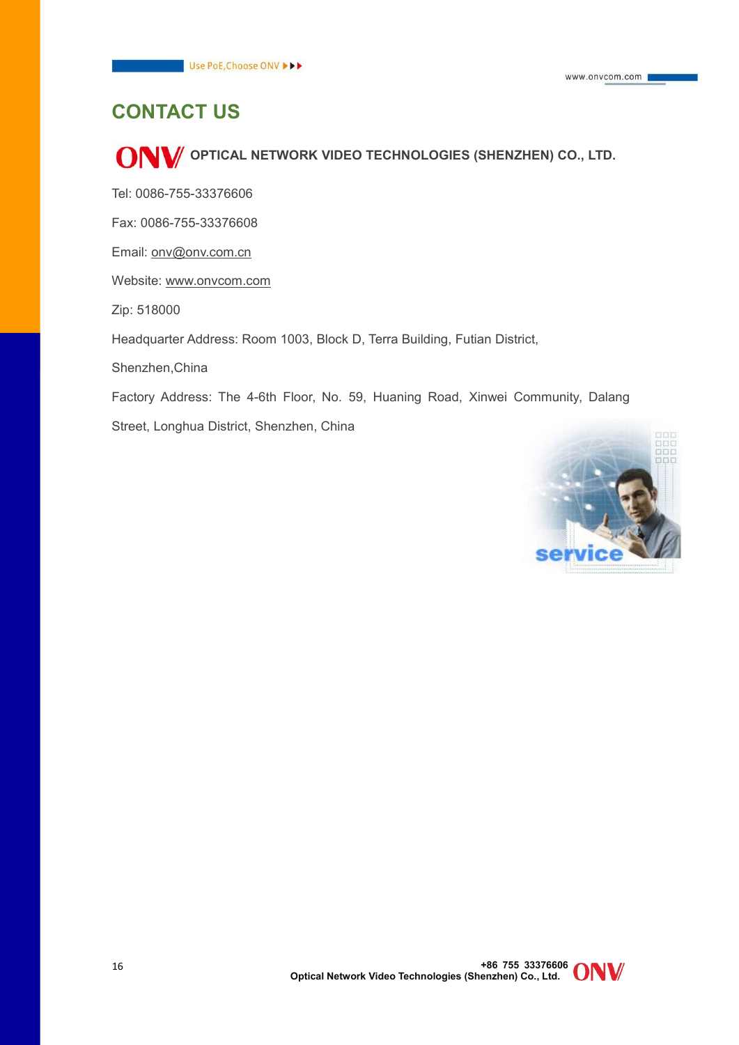# CONTACT US

**ONV OPTICAL NETWORK VIDEO TECHNOLOGIES (SHENZHEN) CO., LTD.**

Tel: 0086-755-33376606

Fax: 0086-755-33376608

Email: onv@onv.com.cn

Website: www.onvcom.com

Zip: 518000

Headquarter Address: Room 1003, Block D, Terra Building, Futian District, Shenzhen,China

Factory Address: The 4-6th Floor, No. 59, Huaning Road, Xinwei Community, Dalang Street, Longhua District, Shenzhen, China